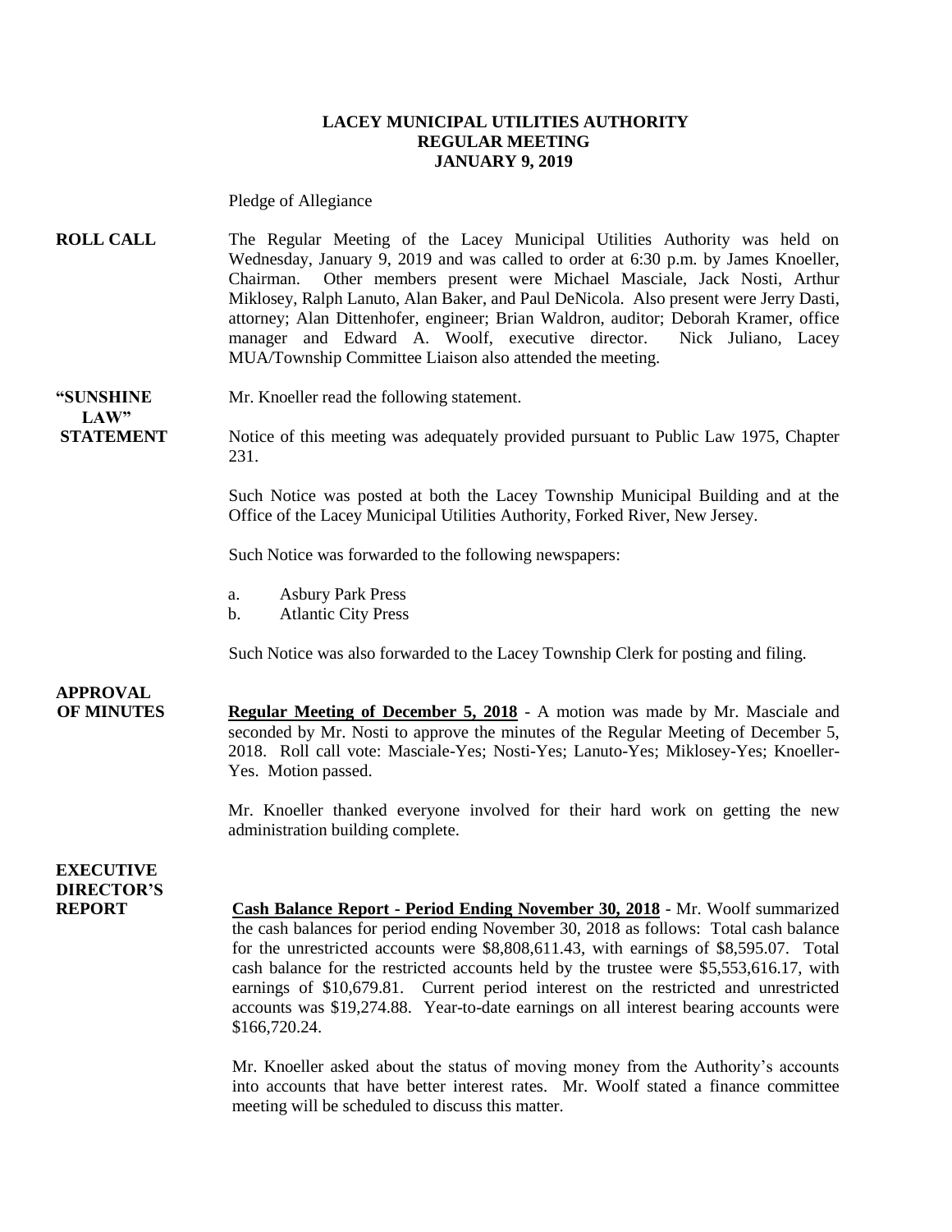# LACEY MUNICIPAL UTILITIES AUTHORITY
## REGULAR MEETING
## JANUARY 9, 2019

Pledge of Allegiance

**ROLL CALL**

The Regular Meeting of the Lacey Municipal Utilities Authority was held on Wednesday, January 9, 2019 and was called to order at 6:30 p.m. by James Knoeller, Chairman. Other members present were Michael Masciale, Jack Nosti, Arthur Miklosey, Ralph Lanuto, Alan Baker, and Paul DeNicola. Also present were Jerry Dasti, attorney; Alan Dittenhofer, engineer; Brian Waldron, auditor; Deborah Kramer, office manager and Edward A. Woolf, executive director. Nick Juliano, Lacey MUA/Township Committee Liaison also attended the meeting.

**"SUNSHINE LAW" STATEMENT**

Mr. Knoeller read the following statement.

Notice of this meeting was adequately provided pursuant to Public Law 1975, Chapter 231.

Such Notice was posted at both the Lacey Township Municipal Building and at the Office of the Lacey Municipal Utilities Authority, Forked River, New Jersey.

Such Notice was forwarded to the following newspapers:

a. Asbury Park Press
b. Atlantic City Press

Such Notice was also forwarded to the Lacey Township Clerk for posting and filing.

**APPROVAL OF MINUTES**

**Regular Meeting of December 5, 2018** - A motion was made by Mr. Masciale and seconded by Mr. Nosti to approve the minutes of the Regular Meeting of December 5, 2018. Roll call vote: Masciale-Yes; Nosti-Yes; Lanuto-Yes; Miklosey-Yes; Knoeller-Yes. Motion passed.

Mr. Knoeller thanked everyone involved for their hard work on getting the new administration building complete.

**EXECUTIVE DIRECTOR'S REPORT**

**Cash Balance Report - Period Ending November 30, 2018** - Mr. Woolf summarized the cash balances for period ending November 30, 2018 as follows: Total cash balance for the unrestricted accounts were $8,808,611.43, with earnings of $8,595.07. Total cash balance for the restricted accounts held by the trustee were $5,553,616.17, with earnings of $10,679.81. Current period interest on the restricted and unrestricted accounts was $19,274.88. Year-to-date earnings on all interest bearing accounts were $166,720.24.

Mr. Knoeller asked about the status of moving money from the Authority's accounts into accounts that have better interest rates. Mr. Woolf stated a finance committee meeting will be scheduled to discuss this matter.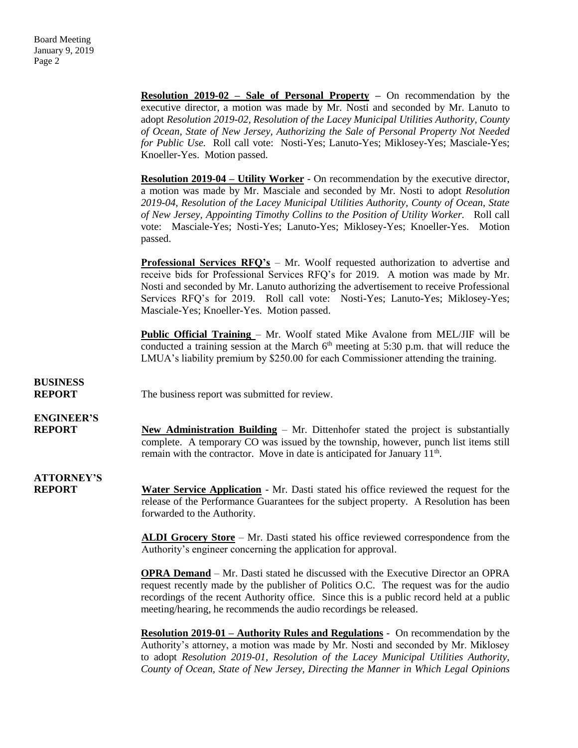**Resolution 2019-02 – Sale of Personal Property** – On recommendation by the executive director, a motion was made by Mr. Nosti and seconded by Mr. Lanuto to adopt *Resolution 2019-02, Resolution of the Lacey Municipal Utilities Authority, County of Ocean, State of New Jersey, Authorizing the Sale of Personal Property Not Needed for Public Use.* Roll call vote: Nosti-Yes; Lanuto-Yes; Miklosey-Yes; Masciale-Yes; Knoeller-Yes. Motion passed.

**Resolution 2019-04 – Utility Worker** - On recommendation by the executive director, a motion was made by Mr. Masciale and seconded by Mr. Nosti to adopt *Resolution 2019-04, Resolution of the Lacey Municipal Utilities Authority, County of Ocean, State of New Jersey, Appointing Timothy Collins to the Position of Utility Worker.* Roll call vote: Masciale-Yes; Nosti-Yes; Lanuto-Yes; Miklosey-Yes; Knoeller-Yes. Motion passed.

**Professional Services RFQ's** – Mr. Woolf requested authorization to advertise and receive bids for Professional Services RFQ's for 2019. A motion was made by Mr. Nosti and seconded by Mr. Lanuto authorizing the advertisement to receive Professional Services RFQ's for 2019. Roll call vote: Nosti-Yes; Lanuto-Yes; Miklosey-Yes; Masciale-Yes; Knoeller-Yes. Motion passed.

**Public Official Training** – Mr. Woolf stated Mike Avalone from MEL/JIF will be conducted a training session at the March 6th meeting at 5:30 p.m. that will reduce the LMUA's liability premium by $250.00 for each Commissioner attending the training.

**BUSINESS REPORT**

The business report was submitted for review.

**ENGINEER'S REPORT**

**New Administration Building** – Mr. Dittenhofer stated the project is substantially complete. A temporary CO was issued by the township, however, punch list items still remain with the contractor. Move in date is anticipated for January 11th.

**ATTORNEY'S REPORT**

**Water Service Application** - Mr. Dasti stated his office reviewed the request for the release of the Performance Guarantees for the subject property. A Resolution has been forwarded to the Authority.

**ALDI Grocery Store** – Mr. Dasti stated his office reviewed correspondence from the Authority's engineer concerning the application for approval.

**OPRA Demand** – Mr. Dasti stated he discussed with the Executive Director an OPRA request recently made by the publisher of Politics O.C. The request was for the audio recordings of the recent Authority office. Since this is a public record held at a public meeting/hearing, he recommends the audio recordings be released.

**Resolution 2019-01 – Authority Rules and Regulations** - On recommendation by the Authority's attorney, a motion was made by Mr. Nosti and seconded by Mr. Miklosey to adopt *Resolution 2019-01, Resolution of the Lacey Municipal Utilities Authority, County of Ocean, State of New Jersey, Directing the Manner in Which Legal Opinions*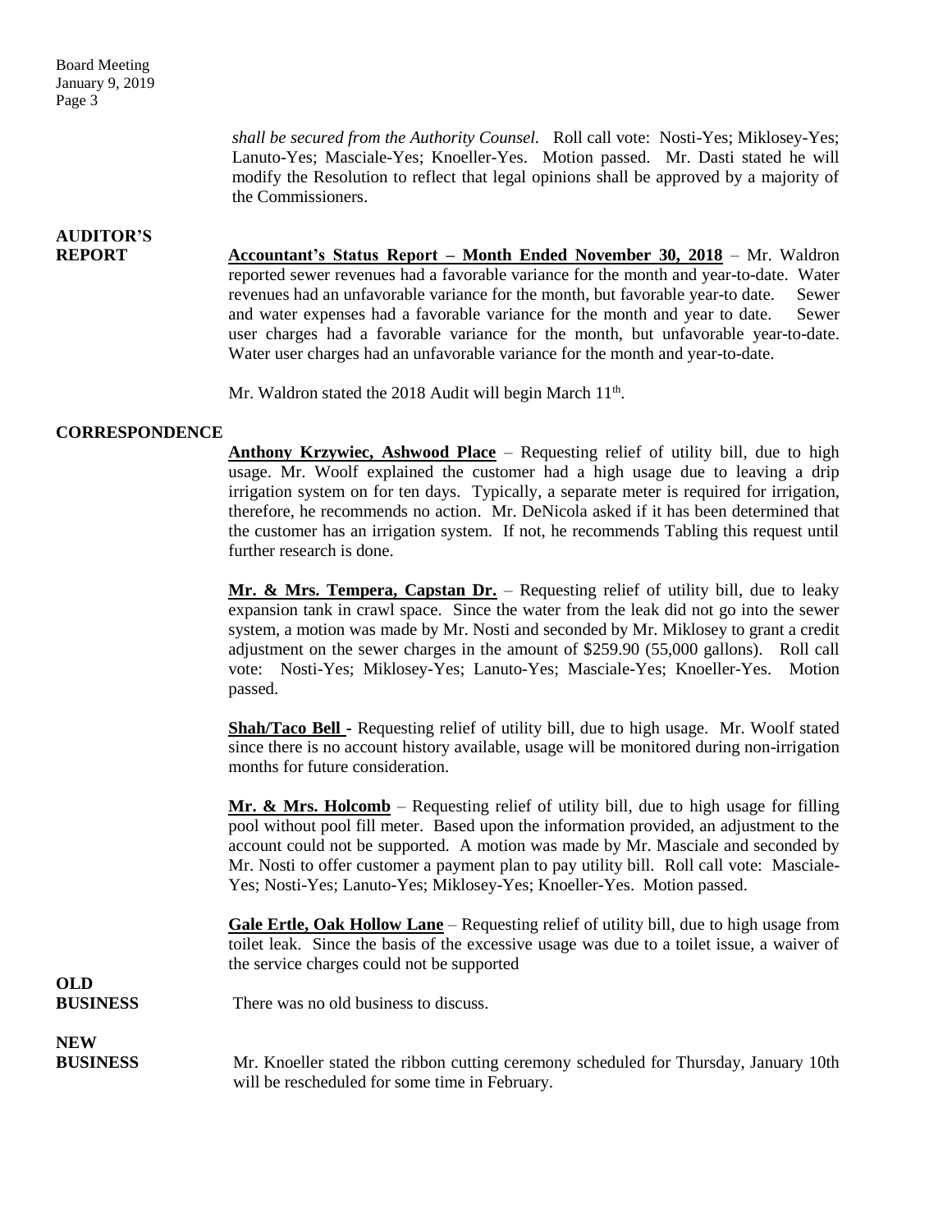*shall be secured from the Authority Counsel.* Roll call vote: Nosti-Yes; Miklosey-Yes; Lanuto-Yes; Masciale-Yes; Knoeller-Yes. Motion passed. Mr. Dasti stated he will modify the Resolution to reflect that legal opinions shall be approved by a majority of the Commissioners.

**AUDITOR'S REPORT**

**Accountant's Status Report – Month Ended November 30, 2018** – Mr. Waldron reported sewer revenues had a favorable variance for the month and year-to-date. Water revenues had an unfavorable variance for the month, but favorable year-to date. Sewer and water expenses had a favorable variance for the month and year to date. Sewer user charges had a favorable variance for the month, but unfavorable year-to-date. Water user charges had an unfavorable variance for the month and year-to-date.

Mr. Waldron stated the 2018 Audit will begin March 11th.

**CORRESPONDENCE**

**Anthony Krzywiec, Ashwood Place** – Requesting relief of utility bill, due to high usage. Mr. Woolf explained the customer had a high usage due to leaving a drip irrigation system on for ten days. Typically, a separate meter is required for irrigation, therefore, he recommends no action. Mr. DeNicola asked if it has been determined that the customer has an irrigation system. If not, he recommends Tabling this request until further research is done.

**Mr. & Mrs. Tempera, Capstan Dr.** – Requesting relief of utility bill, due to leaky expansion tank in crawl space. Since the water from the leak did not go into the sewer system, a motion was made by Mr. Nosti and seconded by Mr. Miklosey to grant a credit adjustment on the sewer charges in the amount of $259.90 (55,000 gallons). Roll call vote: Nosti-Yes; Miklosey-Yes; Lanuto-Yes; Masciale-Yes; Knoeller-Yes. Motion passed.

**Shah/Taco Bell** - Requesting relief of utility bill, due to high usage. Mr. Woolf stated since there is no account history available, usage will be monitored during non-irrigation months for future consideration.

**Mr. & Mrs. Holcomb** – Requesting relief of utility bill, due to high usage for filling pool without pool fill meter. Based upon the information provided, an adjustment to the account could not be supported. A motion was made by Mr. Masciale and seconded by Mr. Nosti to offer customer a payment plan to pay utility bill. Roll call vote: Masciale-Yes; Nosti-Yes; Lanuto-Yes; Miklosey-Yes; Knoeller-Yes. Motion passed.

**Gale Ertle, Oak Hollow Lane** – Requesting relief of utility bill, due to high usage from toilet leak. Since the basis of the excessive usage was due to a toilet issue, a waiver of the service charges could not be supported

**OLD BUSINESS**

There was no old business to discuss.

**NEW BUSINESS**

Mr. Knoeller stated the ribbon cutting ceremony scheduled for Thursday, January 10th will be rescheduled for some time in February.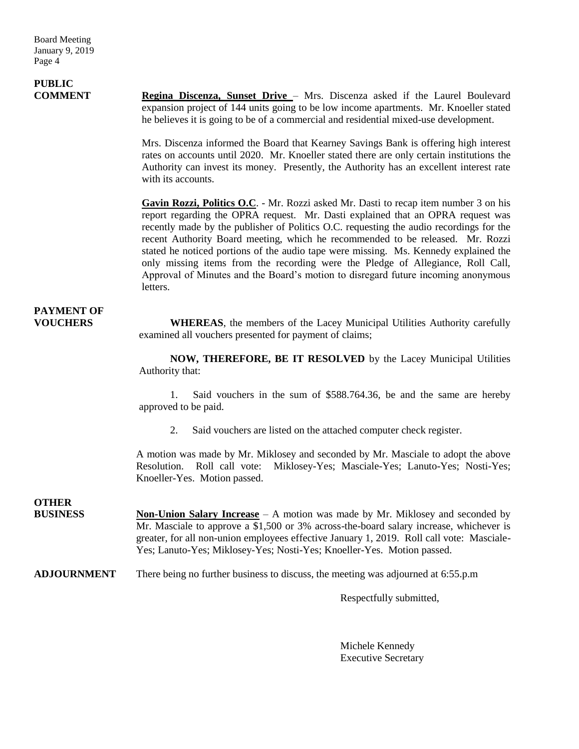**PUBLIC COMMENT**

**Regina Discenza, Sunset Drive** – Mrs. Discenza asked if the Laurel Boulevard expansion project of 144 units going to be low income apartments. Mr. Knoeller stated he believes it is going to be of a commercial and residential mixed-use development.

Mrs. Discenza informed the Board that Kearney Savings Bank is offering high interest rates on accounts until 2020. Mr. Knoeller stated there are only certain institutions the Authority can invest its money. Presently, the Authority has an excellent interest rate with its accounts.

**Gavin Rozzi, Politics O.C**. - Mr. Rozzi asked Mr. Dasti to recap item number 3 on his report regarding the OPRA request. Mr. Dasti explained that an OPRA request was recently made by the publisher of Politics O.C. requesting the audio recordings for the recent Authority Board meeting, which he recommended to be released. Mr. Rozzi stated he noticed portions of the audio tape were missing. Ms. Kennedy explained the only missing items from the recording were the Pledge of Allegiance, Roll Call, Approval of Minutes and the Board's motion to disregard future incoming anonymous letters.

**PAYMENT OF VOUCHERS**

**WHEREAS**, the members of the Lacey Municipal Utilities Authority carefully examined all vouchers presented for payment of claims;

**NOW, THEREFORE, BE IT RESOLVED** by the Lacey Municipal Utilities Authority that:

1. Said vouchers in the sum of $588.764.36, be and the same are hereby approved to be paid.

2. Said vouchers are listed on the attached computer check register.

A motion was made by Mr. Miklosey and seconded by Mr. Masciale to adopt the above Resolution. Roll call vote: Miklosey-Yes; Masciale-Yes; Lanuto-Yes; Nosti-Yes; Knoeller-Yes. Motion passed.

**OTHER BUSINESS**

**Non-Union Salary Increase** – A motion was made by Mr. Miklosey and seconded by Mr. Masciale to approve a $1,500 or 3% across-the-board salary increase, whichever is greater, for all non-union employees effective January 1, 2019. Roll call vote: Masciale-Yes; Lanuto-Yes; Miklosey-Yes; Nosti-Yes; Knoeller-Yes. Motion passed.

**ADJOURNMENT** There being no further business to discuss, the meeting was adjourned at 6:55.p.m

Respectfully submitted,

Michele Kennedy
Executive Secretary